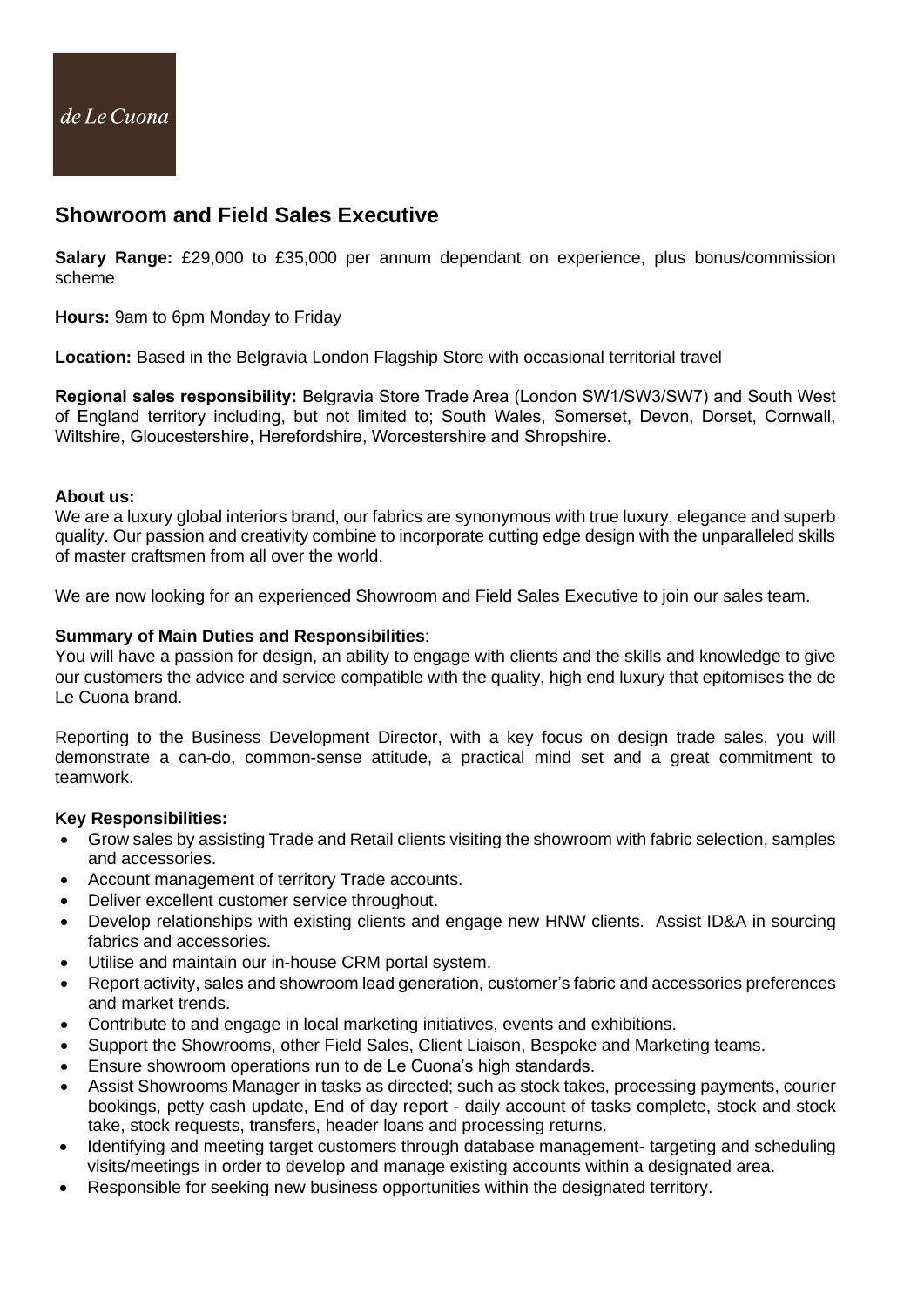de Le Cuona

## Showroom and Field Sales Executive

**Salary Range:** £29,000 to £35,000 per annum dependant on experience, plus bonus/commission scheme

**Hours:** 9am to 6pm Monday to Friday

**Location:** Based in the Belgravia London Flagship Store with occasional territorial travel

**Regional sales responsibility:** Belgravia Store Trade Area (London SW1/SW3/SW7) and South West of England territory including, but not limited to; South Wales, Somerset, Devon, Dorset, Cornwall, Wiltshire, Gloucestershire, Herefordshire, Worcestershire and Shropshire.

**About us:**
We are a luxury global interiors brand, our fabrics are synonymous with true luxury, elegance and superb quality. Our passion and creativity combine to incorporate cutting edge design with the unparalleled skills of master craftsmen from all over the world.

We are now looking for an experienced Showroom and Field Sales Executive to join our sales team.

**Summary of Main Duties and Responsibilities**:
You will have a passion for design, an ability to engage with clients and the skills and knowledge to give our customers the advice and service compatible with the quality, high end luxury that epitomises the de Le Cuona brand.

Reporting to the Business Development Director, with a key focus on design trade sales, you will demonstrate a can-do, common-sense attitude, a practical mind set and a great commitment to teamwork.

**Key Responsibilities:**

- Grow sales by assisting Trade and Retail clients visiting the showroom with fabric selection, samples and accessories.
- Account management of territory Trade accounts.
- Deliver excellent customer service throughout.
- Develop relationships with existing clients and engage new HNW clients. Assist ID&A in sourcing fabrics and accessories.
- Utilise and maintain our in-house CRM portal system.
- Report activity, sales and showroom lead generation, customer's fabric and accessories preferences and market trends.
- Contribute to and engage in local marketing initiatives, events and exhibitions.
- Support the Showrooms, other Field Sales, Client Liaison, Bespoke and Marketing teams.
- Ensure showroom operations run to de Le Cuona's high standards.
- Assist Showrooms Manager in tasks as directed; such as stock takes, processing payments, courier bookings, petty cash update, End of day report - daily account of tasks complete, stock and stock take, stock requests, transfers, header loans and processing returns.
- Identifying and meeting target customers through database management- targeting and scheduling visits/meetings in order to develop and manage existing accounts within a designated area.
- Responsible for seeking new business opportunities within the designated territory.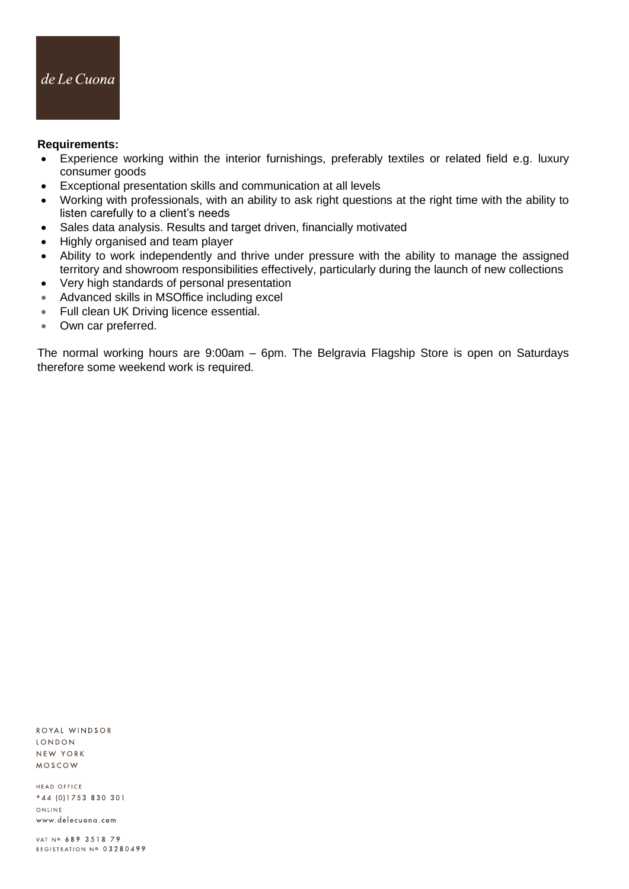de Le Cuona

**Requirements:**

- Experience working within the interior furnishings, preferably textiles or related field e.g. luxury consumer goods
- Exceptional presentation skills and communication at all levels
- Working with professionals, with an ability to ask right questions at the right time with the ability to listen carefully to a client's needs
- Sales data analysis. Results and target driven, financially motivated
- Highly organised and team player
- Ability to work independently and thrive under pressure with the ability to manage the assigned territory and showroom responsibilities effectively, particularly during the launch of new collections
- Very high standards of personal presentation
- Advanced skills in MSOffice including excel
- Full clean UK Driving licence essential.
- Own car preferred.

The normal working hours are 9:00am – 6pm. The Belgravia Flagship Store is open on Saturdays therefore some weekend work is required.

ROYAL WINDSOR
LONDON
NEW YORK
MOSCOW

HEAD OFFICE
+44 (0)1753 830 301
ONLINE
www.delecuona.com

VAT Nº. 689 3518 79
REGISTRATION Nº. 03280499